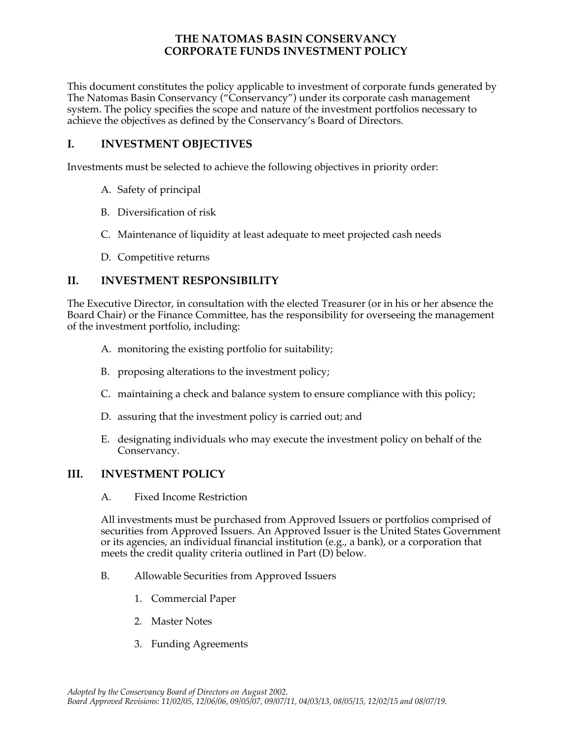# THE NATOMAS BASIN CONSERVANCY
# CORPORATE FUNDS INVESTMENT POLICY

This document constitutes the policy applicable to investment of corporate funds generated by The Natomas Basin Conservancy ("Conservancy") under its corporate cash management system. The policy specifies the scope and nature of the investment portfolios necessary to achieve the objectives as defined by the Conservancy's Board of Directors.

## I. INVESTMENT OBJECTIVES

Investments must be selected to achieve the following objectives in priority order:

A. Safety of principal

B. Diversification of risk

C. Maintenance of liquidity at least adequate to meet projected cash needs

D. Competitive returns

## II. INVESTMENT RESPONSIBILITY

The Executive Director, in consultation with the elected Treasurer (or in his or her absence the Board Chair) or the Finance Committee, has the responsibility for overseeing the management of the investment portfolio, including:

A. monitoring the existing portfolio for suitability;

B. proposing alterations to the investment policy;

C. maintaining a check and balance system to ensure compliance with this policy;

D. assuring that the investment policy is carried out; and

E. designating individuals who may execute the investment policy on behalf of the Conservancy.

## III. INVESTMENT POLICY

### A. Fixed Income Restriction

All investments must be purchased from Approved Issuers or portfolios comprised of securities from Approved Issuers. An Approved Issuer is the United States Government or its agencies, an individual financial institution (e.g., a bank), or a corporation that meets the credit quality criteria outlined in Part (D) below.

### B. Allowable Securities from Approved Issuers

1. Commercial Paper

2. Master Notes

3. Funding Agreements

*Adopted by the Conservancy Board of Directors on August 2002.*
*Board Approved Revisions: 11/02/05, 12/06/06, 09/05/07, 09/07/11, 04/03/13, 08/05/15, 12/02/15 and 08/07/19.*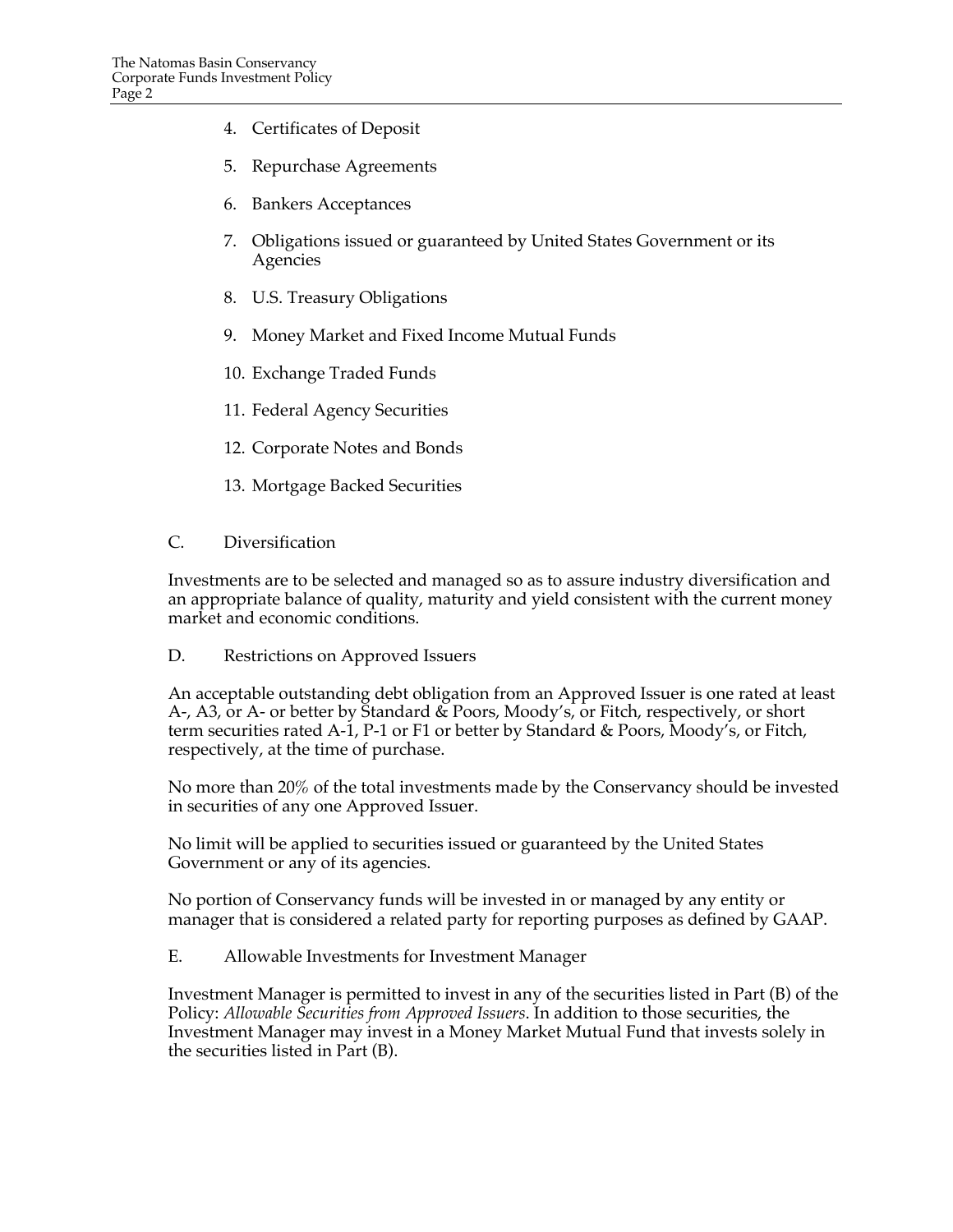4. Certificates of Deposit

5. Repurchase Agreements

6. Bankers Acceptances

7. Obligations issued or guaranteed by United States Government or its Agencies

8. U.S. Treasury Obligations

9. Money Market and Fixed Income Mutual Funds

10. Exchange Traded Funds

11. Federal Agency Securities

12. Corporate Notes and Bonds

13. Mortgage Backed Securities

C. Diversification

Investments are to be selected and managed so as to assure industry diversification and an appropriate balance of quality, maturity and yield consistent with the current money market and economic conditions.

D. Restrictions on Approved Issuers

An acceptable outstanding debt obligation from an Approved Issuer is one rated at least A-, A3, or A- or better by Standard & Poors, Moody's, or Fitch, respectively, or short term securities rated A-1, P-1 or F1 or better by Standard & Poors, Moody's, or Fitch, respectively, at the time of purchase.

No more than 20% of the total investments made by the Conservancy should be invested in securities of any one Approved Issuer.

No limit will be applied to securities issued or guaranteed by the United States Government or any of its agencies.

No portion of Conservancy funds will be invested in or managed by any entity or manager that is considered a related party for reporting purposes as defined by GAAP.

E. Allowable Investments for Investment Manager

Investment Manager is permitted to invest in any of the securities listed in Part (B) of the Policy: *Allowable Securities from Approved Issuers*. In addition to those securities, the Investment Manager may invest in a Money Market Mutual Fund that invests solely in the securities listed in Part (B).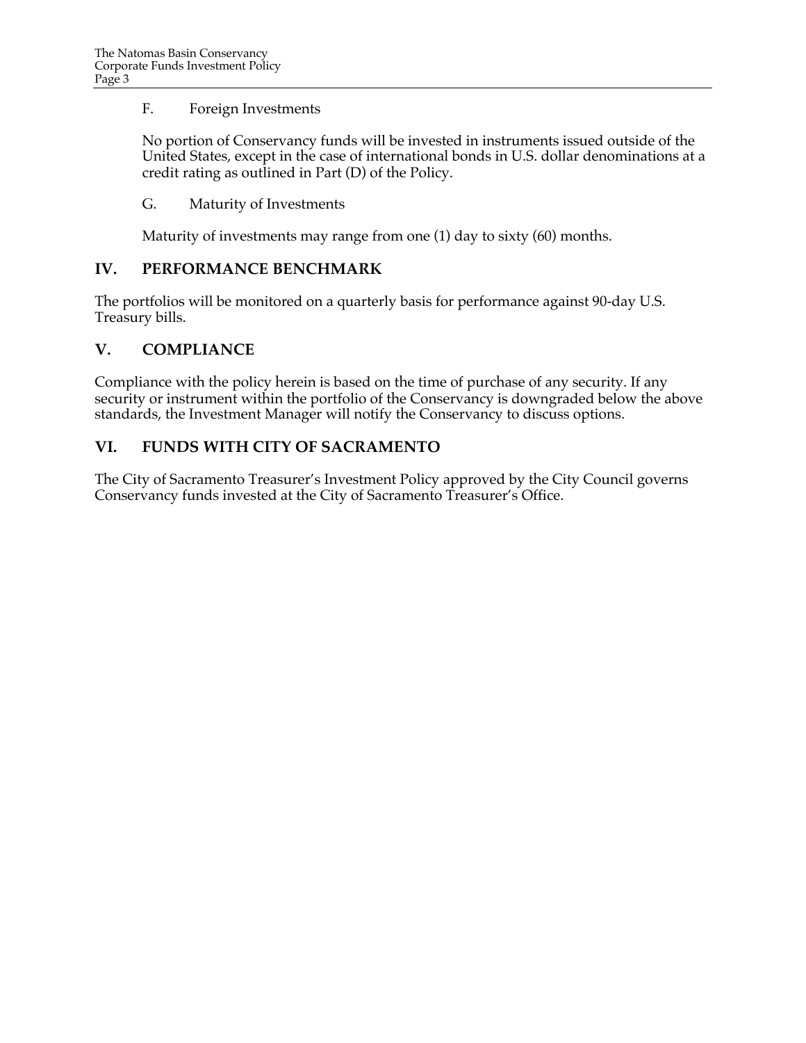F. Foreign Investments

No portion of Conservancy funds will be invested in instruments issued outside of the United States, except in the case of international bonds in U.S. dollar denominations at a credit rating as outlined in Part (D) of the Policy.

G. Maturity of Investments

Maturity of investments may range from one (1) day to sixty (60) months.

## IV. PERFORMANCE BENCHMARK

The portfolios will be monitored on a quarterly basis for performance against 90-day U.S. Treasury bills.

## V. COMPLIANCE

Compliance with the policy herein is based on the time of purchase of any security. If any security or instrument within the portfolio of the Conservancy is downgraded below the above standards, the Investment Manager will notify the Conservancy to discuss options.

## VI. FUNDS WITH CITY OF SACRAMENTO

The City of Sacramento Treasurer's Investment Policy approved by the City Council governs Conservancy funds invested at the City of Sacramento Treasurer's Office.